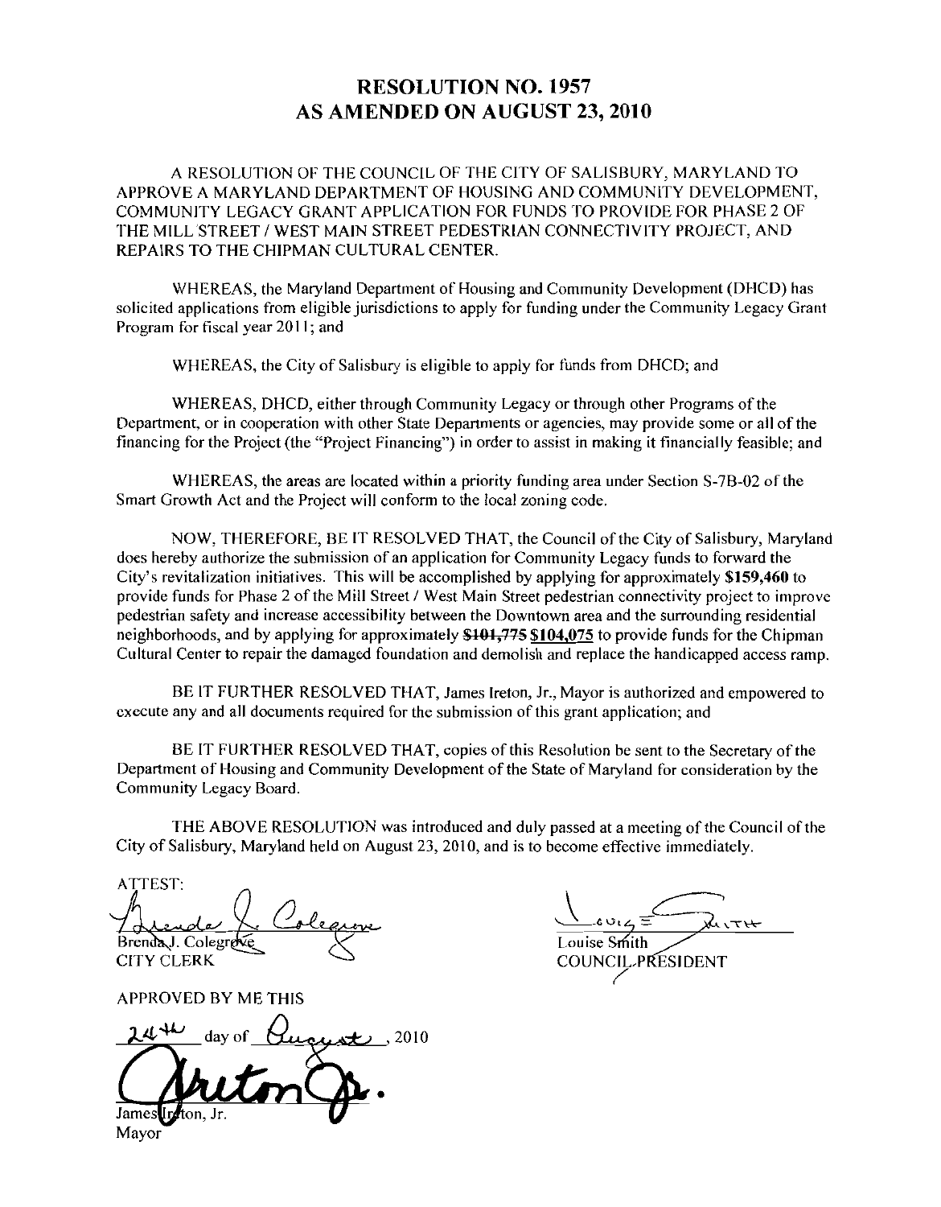# RESOLUTION NO. 1957
# AS AMENDED ON AUGUST 23, 2010

A RESOLUTION OF THE COUNCIL OF THE CITY OF SALISBURY, MARYLAND TO APPROVE A MARYLAND DEPARTMENT OF HOUSING AND COMMUNITY DEVELOPMENT, COMMUNITY LEGACY GRANT APPLICATION FOR FUNDS TO PROVIDE FOR PHASE 2 OF THE MILL STREET / WEST MAIN STREET PEDESTRIAN CONNECTIVITY PROJECT, AND REPAIRS TO THE CHIPMAN CULTURAL CENTER.

WHEREAS, the Maryland Department of Housing and Community Development (DHCD) has solicited applications from eligible jurisdictions to apply for funding under the Community Legacy Grant Program for fiscal year 2011; and

WHEREAS, the City of Salisbury is eligible to apply for funds from DHCD; and

WHEREAS, DHCD, either through Community Legacy or through other Programs of the Department, or in cooperation with other State Departments or agencies, may provide some or all of the financing for the Project (the "Project Financing") in order to assist in making it financially feasible; and

WHEREAS, the areas are located within a priority funding area under Section S-7B-02 of the Smart Growth Act and the Project will conform to the local zoning code.

NOW, THEREFORE, BE IT RESOLVED THAT, the Council of the City of Salisbury, Maryland does hereby authorize the submission of an application for Community Legacy funds to forward the City's revitalization initiatives. This will be accomplished by applying for approximately **$159,460** to provide funds for Phase 2 of the Mill Street / West Main Street pedestrian connectivity project to improve pedestrian safety and increase accessibility between the Downtown area and the surrounding residential neighborhoods, and by applying for approximately ~~**$101,775**~~ **$104,075** to provide funds for the Chipman Cultural Center to repair the damaged foundation and demolish and replace the handicapped access ramp.

BE IT FURTHER RESOLVED THAT, James Ireton, Jr., Mayor is authorized and empowered to execute any and all documents required for the submission of this grant application; and

BE IT FURTHER RESOLVED THAT, copies of this Resolution be sent to the Secretary of the Department of Housing and Community Development of the State of Maryland for consideration by the Community Legacy Board.

THE ABOVE RESOLUTION was introduced and duly passed at a meeting of the Council of the City of Salisbury, Maryland held on August 23, 2010, and is to become effective immediately.

ATTEST:

Brenda J. Colegrove
CITY CLERK

Louise Smith
COUNCIL PRESIDENT

APPROVED BY ME THIS

24th day of August, 2010

James Ireton, Jr.
Mayor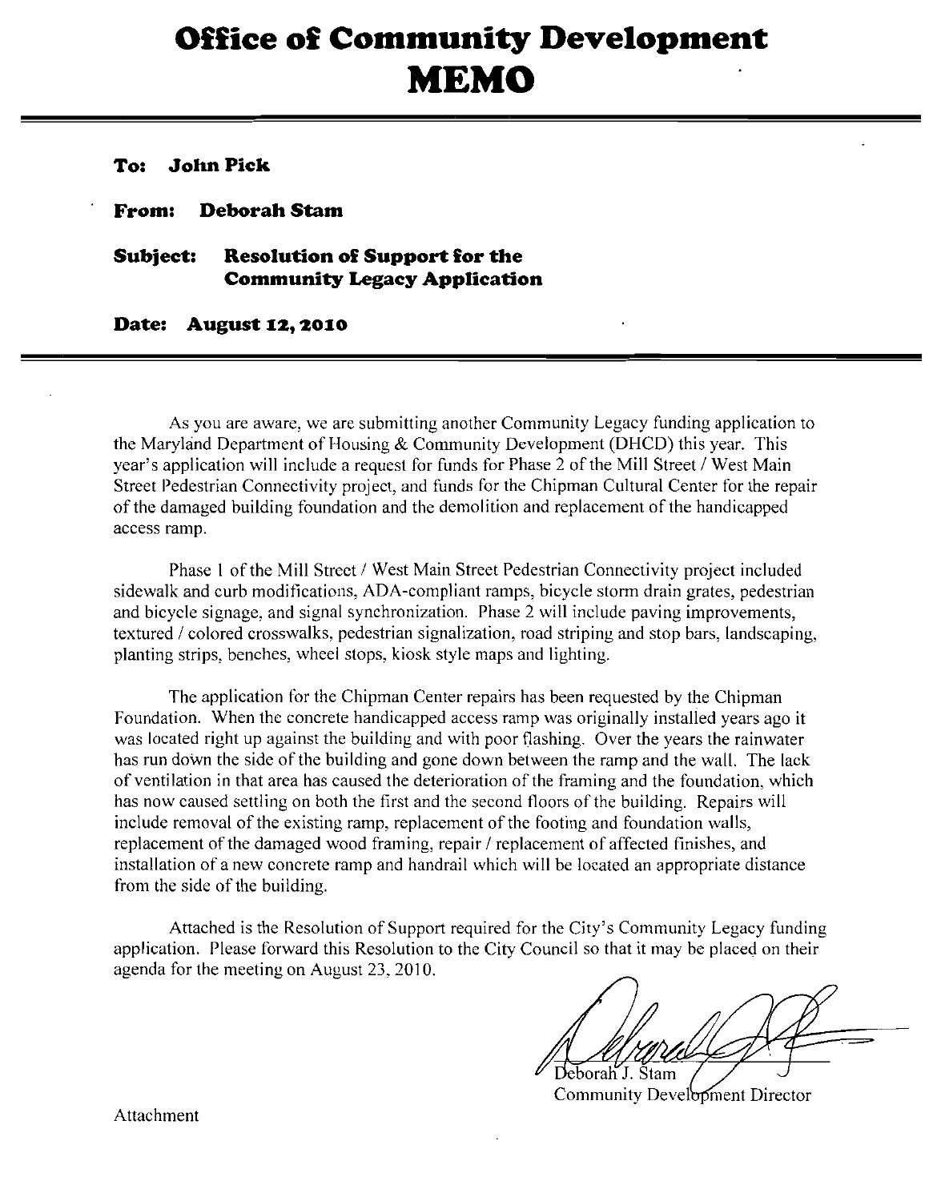# Office of Community Development MEMO

**To: John Pick**

**From: Deborah Stam**

**Subject: Resolution of Support for the Community Legacy Application**

**Date: August 12, 2010**

As you are aware, we are submitting another Community Legacy funding application to the Maryland Department of Housing & Community Development (DHCD) this year. This year's application will include a request for funds for Phase 2 of the Mill Street / West Main Street Pedestrian Connectivity project, and funds for the Chipman Cultural Center for the repair of the damaged building foundation and the demolition and replacement of the handicapped access ramp.

Phase 1 of the Mill Street / West Main Street Pedestrian Connectivity project included sidewalk and curb modifications, ADA-compliant ramps, bicycle storm drain grates, pedestrian and bicycle signage, and signal synchronization. Phase 2 will include paving improvements, textured / colored crosswalks, pedestrian signalization, road striping and stop bars, landscaping, planting strips, benches, wheel stops, kiosk style maps and lighting.

The application for the Chipman Center repairs has been requested by the Chipman Foundation. When the concrete handicapped access ramp was originally installed years ago it was located right up against the building and with poor flashing. Over the years the rainwater has run down the side of the building and gone down between the ramp and the wall. The lack of ventilation in that area has caused the deterioration of the framing and the foundation, which has now caused settling on both the first and the second floors of the building. Repairs will include removal of the existing ramp, replacement of the footing and foundation walls, replacement of the damaged wood framing, repair / replacement of affected finishes, and installation of a new concrete ramp and handrail which will be located an appropriate distance from the side of the building.

Attached is the Resolution of Support required for the City's Community Legacy funding application. Please forward this Resolution to the City Council so that it may be placed on their agenda for the meeting on August 23, 2010.

Deborah J. Stam
Community Development Director

Attachment